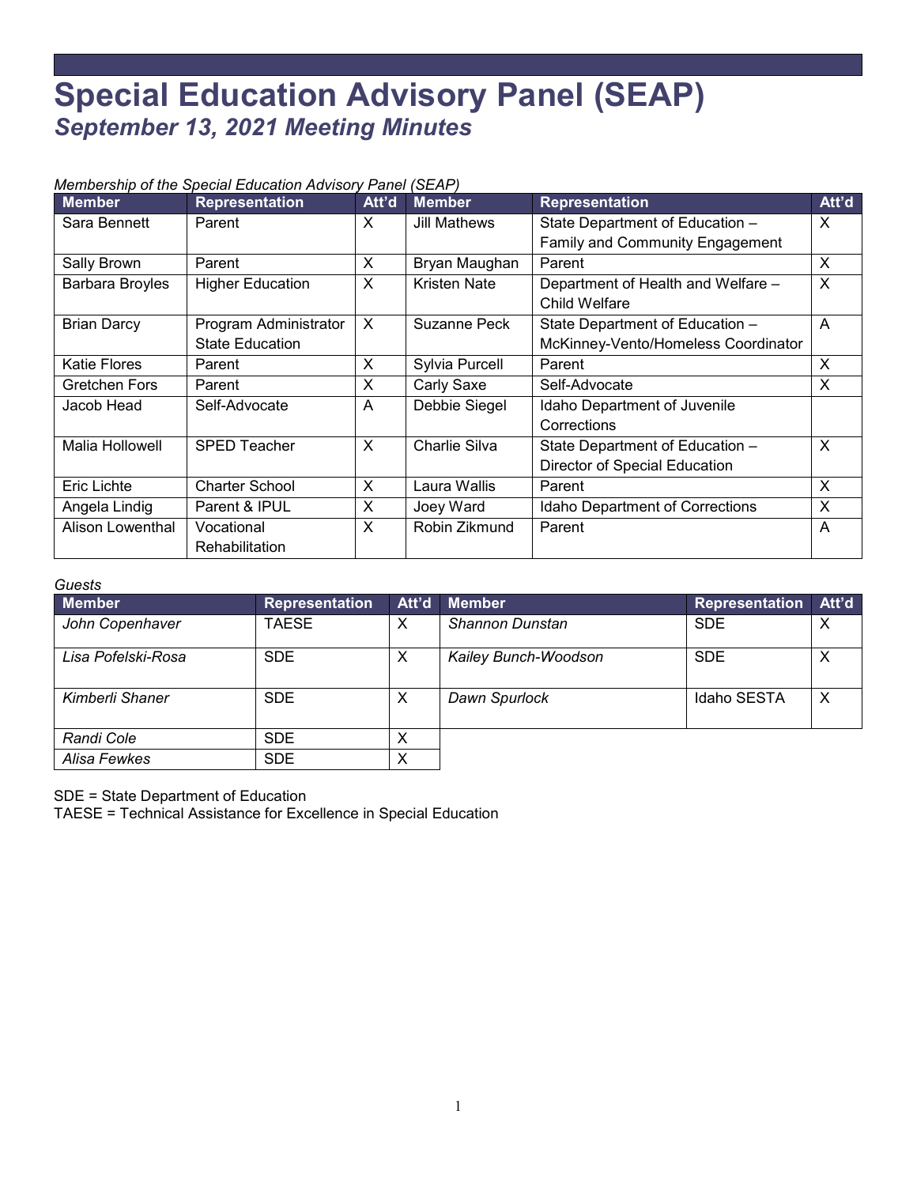# Special Education Advisory Panel (SEAP)

## *September 13, 2021 Meeting Minutes*

*Membership of the Special Education Advisory Panel (SEAP)*

| Member | Representation | Att'd | Member | Representation | Att'd |
|---|---|---|---|---|---|
| Sara Bennett | Parent | X | Jill Mathews | State Department of Education – Family and Community Engagement | X |
| Sally Brown | Parent | X | Bryan Maughan | Parent | X |
| Barbara Broyles | Higher Education | X | Kristen Nate | Department of Health and Welfare – Child Welfare | X |
| Brian Darcy | Program Administrator State Education | X | Suzanne Peck | State Department of Education – McKinney-Vento/Homeless Coordinator | A |
| Katie Flores | Parent | X | Sylvia Purcell | Parent | X |
| Gretchen Fors | Parent | X | Carly Saxe | Self-Advocate | X |
| Jacob Head | Self-Advocate | A | Debbie Siegel | Idaho Department of Juvenile Corrections | |
| Malia Hollowell | SPED Teacher | X | Charlie Silva | State Department of Education – Director of Special Education | X |
| Eric Lichte | Charter School | X | Laura Wallis | Parent | X |
| Angela Lindig | Parent & IPUL | X | Joey Ward | Idaho Department of Corrections | X |
| Alison Lowenthal | Vocational Rehabilitation | X | Robin Zikmund | Parent | A |

*Guests*

| Member | Representation | Att'd | Member | Representation | Att'd |
|---|---|---|---|---|---|
| *John Copenhaver* | TAESE | X | *Shannon Dunstan* | SDE | X |
| *Lisa Pofelski-Rosa* | SDE | X | *Kailey Bunch-Woodson* | SDE | X |
| *Kimberli Shaner* | SDE | X | *Dawn Spurlock* | Idaho SESTA | X |
| *Randi Cole* | SDE | X | | | |
| *Alisa Fewkes* | SDE | X | | | |

SDE = State Department of Education
TAESE = Technical Assistance for Excellence in Special Education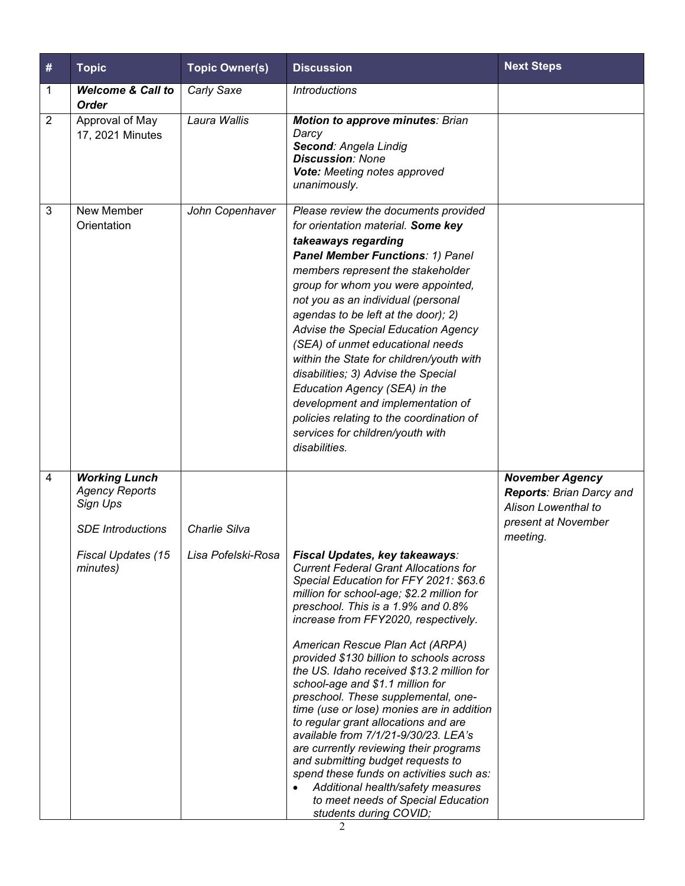| # | Topic | Topic Owner(s) | Discussion | Next Steps |
|---|---|---|---|---|
| 1 | ***Welcome & Call to Order*** | *Carly Saxe* | *Introductions* | |
| 2 | Approval of May 17, 2021 Minutes | *Laura Wallis* | ***Motion to approve minutes**: Brian Darcy*<br>***Second**: Angela Lindig*<br>***Discussion**: None*<br>***Vote:** Meeting notes approved unanimously.* | |
| 3 | New Member Orientation | *John Copenhaver* | *Please review the documents provided for orientation material.* ***Some key takeaways regarding Panel Member Functions****: 1) Panel members represent the stakeholder group for whom you were appointed, not you as an individual (personal agendas to be left at the door); 2) Advise the Special Education Agency (SEA) of unmet educational needs within the State for children/youth with disabilities; 3) Advise the Special Education Agency (SEA) in the development and implementation of policies relating to the coordination of services for children/youth with disabilities.* | |
| 4 | ***Working Lunch***<br>*Agency Reports Sign Ups*<br><br>*SDE Introductions*<br><br>*Fiscal Updates (15 minutes)* | <br><br><br>*Charlie Silva*<br><br>*Lisa Pofelski-Rosa* | ***Fiscal Updates, key takeaways****: Current Federal Grant Allocations for Special Education for FFY 2021: $63.6 million for school-age; $2.2 million for preschool. This is a 1.9% and 0.8% increase from FFY2020, respectively.*<br><br>*American Rescue Plan Act (ARPA) provided $130 billion to schools across the US. Idaho received $13.2 million for school-age and $1.1 million for preschool. These supplemental, one-time (use or lose) monies are in addition to regular grant allocations and are available from 7/1/21-9/30/23. LEA's are currently reviewing their programs and submitting budget requests to spend these funds on activities such as:*<br>• *Additional health/safety measures to meet needs of Special Education students during COVID;* | ***November Agency Reports****: Brian Darcy and Alison Lowenthal to present at November meeting.* |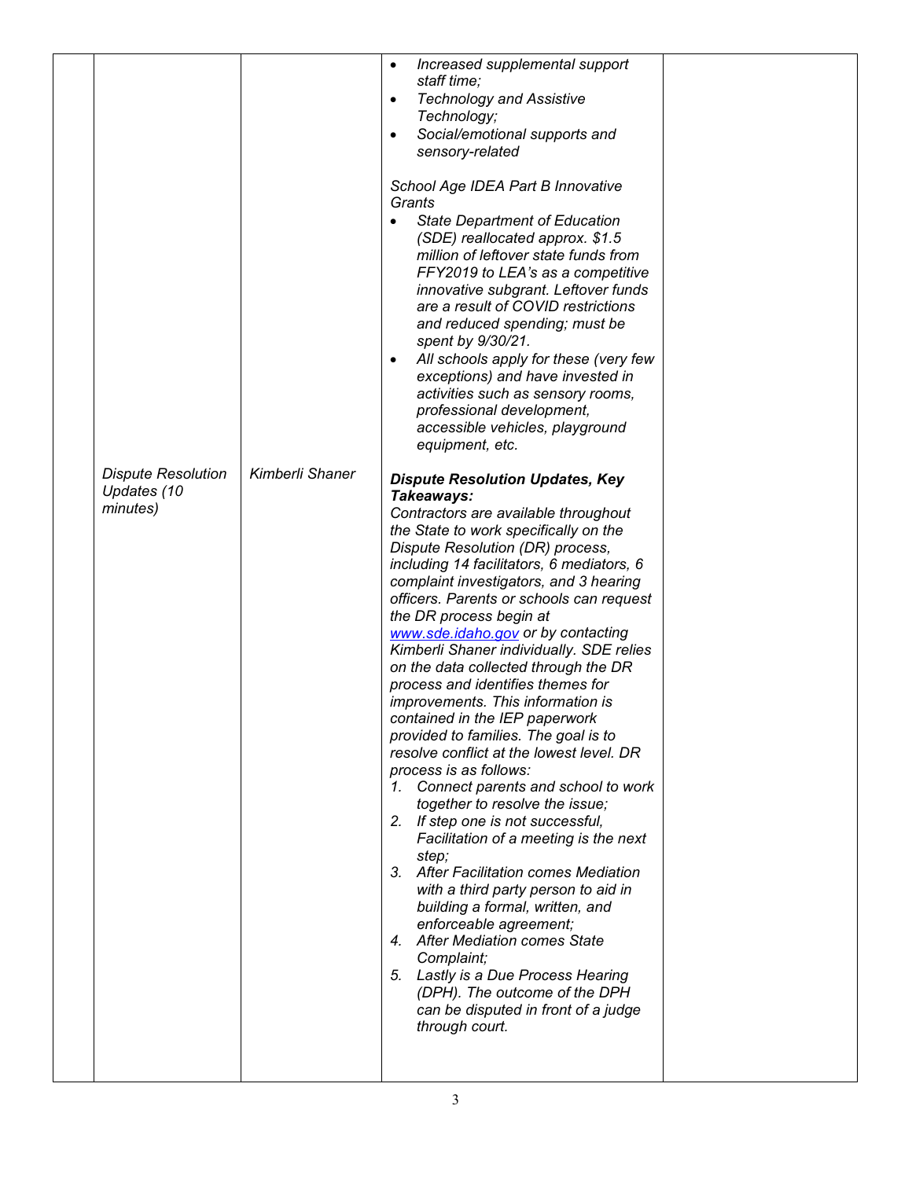| | | | | |
|---|---|---|---|---|
| | | | • *Increased supplemental support staff time;*<br>• *Technology and Assistive Technology;*<br>• *Social/emotional supports and sensory-related*<br><br>*School Age IDEA Part B Innovative Grants*<br>• *State Department of Education (SDE) reallocated approx. $1.5 million of leftover state funds from FFY2019 to LEA's as a competitive innovative subgrant. Leftover funds are a result of COVID restrictions and reduced spending; must be spent by 9/30/21.*<br>• *All schools apply for these (very few exceptions) and have invested in activities such as sensory rooms, professional development, accessible vehicles, playground equipment, etc.* | |
| | *Dispute Resolution Updates (10 minutes)* | *Kimberli Shaner* | ***Dispute Resolution Updates, Key Takeaways:***<br>*Contractors are available throughout the State to work specifically on the Dispute Resolution (DR) process, including 14 facilitators, 6 mediators, 6 complaint investigators, and 3 hearing officers. Parents or schools can request the DR process begin at [www.sde.idaho.gov](http://www.sde.idaho.gov) or by contacting Kimberli Shaner individually. SDE relies on the data collected through the DR process and identifies themes for improvements. This information is contained in the IEP paperwork provided to families. The goal is to resolve conflict at the lowest level. DR process is as follows:*<br>*1. Connect parents and school to work together to resolve the issue;*<br>*2. If step one is not successful, Facilitation of a meeting is the next step;*<br>*3. After Facilitation comes Mediation with a third party person to aid in building a formal, written, and enforceable agreement;*<br>*4. After Mediation comes State Complaint;*<br>*5. Lastly is a Due Process Hearing (DPH). The outcome of the DPH can be disputed in front of a judge through court.* | |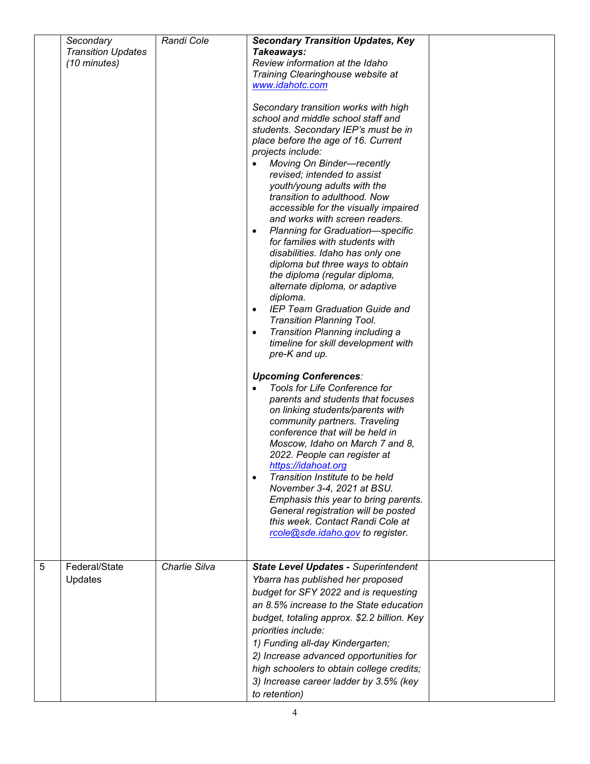| | | | | |
|---|---|---|---|---|
| | *Secondary Transition Updates (10 minutes)* | *Randi Cole* | ***Secondary Transition Updates, Key Takeaways:***<br>*Review information at the Idaho Training Clearinghouse website at [www.idahotc.com](www.idahotc.com)*<br><br>*Secondary transition works with high school and middle school staff and students. Secondary IEP's must be in place before the age of 16. Current projects include:*<br>• *Moving On Binder—recently revised; intended to assist youth/young adults with the transition to adulthood. Now accessible for the visually impaired and works with screen readers.*<br>• *Planning for Graduation—specific for families with students with disabilities. Idaho has only one diploma but three ways to obtain the diploma (regular diploma, alternate diploma, or adaptive diploma.*<br>• *IEP Team Graduation Guide and Transition Planning Tool.*<br>• *Transition Planning including a timeline for skill development with pre-K and up.*<br><br>***Upcoming Conferences**:*<br>• *Tools for Life Conference for parents and students that focuses on linking students/parents with community partners. Traveling conference that will be held in Moscow, Idaho on March 7 and 8, 2022. People can register at [https://idahoat.org](https://idahoat.org)*<br>• *Transition Institute to be held November 3-4, 2021 at BSU. Emphasis this year to bring parents. General registration will be posted this week. Contact Randi Cole at [rcole@sde.idaho.gov](mailto:rcole@sde.idaho.gov) to register.* | |
| 5 | Federal/State Updates | *Charlie Silva* | ***State Level Updates -** Superintendent Ybarra has published her proposed budget for SFY 2022 and is requesting an 8.5% increase to the State education budget, totaling approx. $2.2 billion. Key priorities include:*<br>*1) Funding all-day Kindergarten;*<br>*2) Increase advanced opportunities for high schoolers to obtain college credits;*<br>*3) Increase career ladder by 3.5% (key to retention)* | |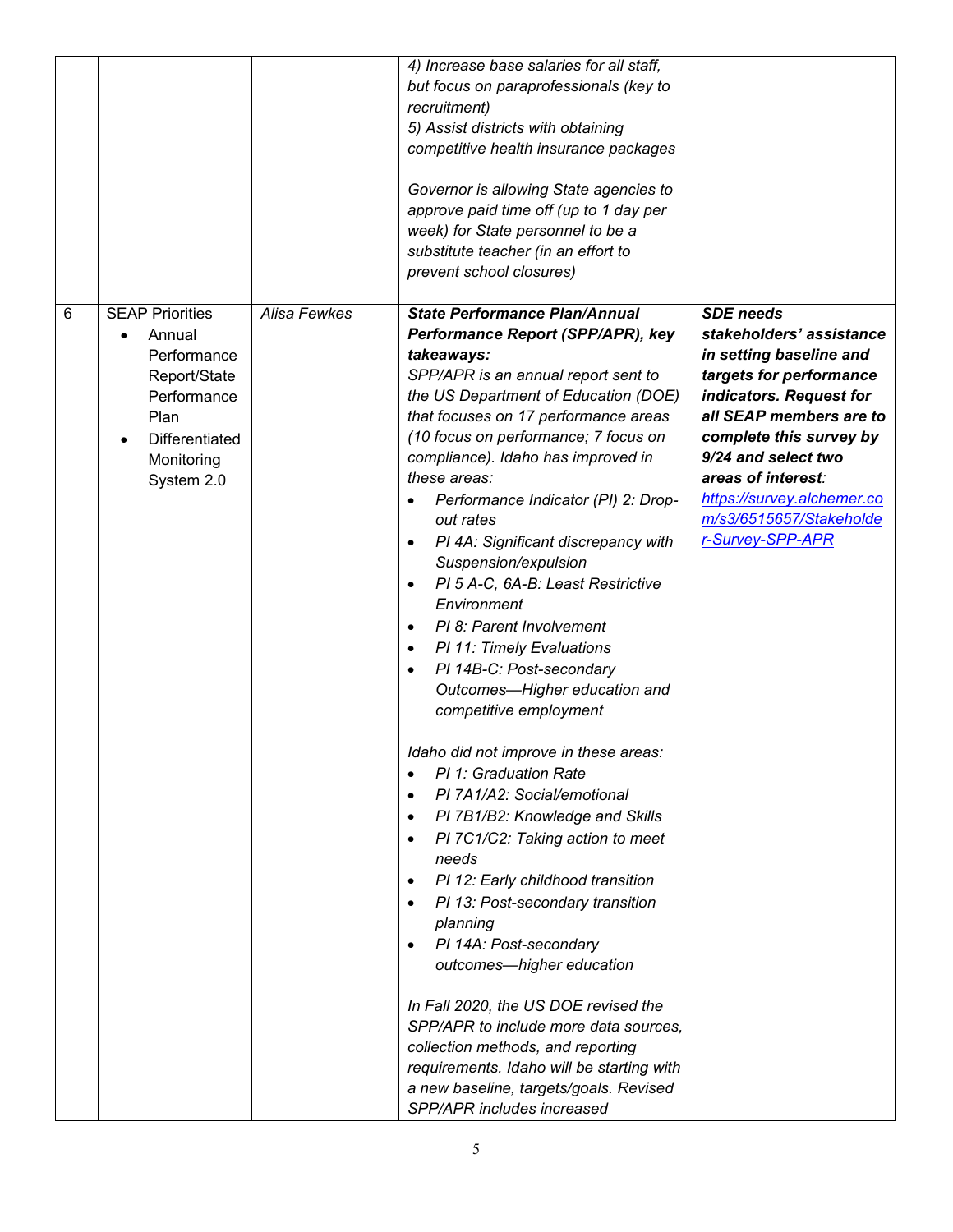| | | | | |
|---|---|---|---|---|
| | | | *4) Increase base salaries for all staff, but focus on paraprofessionals (key to recruitment)*<br>*5) Assist districts with obtaining competitive health insurance packages*<br><br>*Governor is allowing State agencies to approve paid time off (up to 1 day per week) for State personnel to be a substitute teacher (in an effort to prevent school closures)* | |
| 6 | SEAP Priorities<br>• Annual Performance Report/State Performance Plan<br>• Differentiated Monitoring System 2.0 | *Alisa Fewkes* | ***State Performance Plan/Annual Performance Report (SPP/APR), key takeaways:***<br>*SPP/APR is an annual report sent to the US Department of Education (DOE) that focuses on 17 performance areas (10 focus on performance; 7 focus on compliance). Idaho has improved in these areas:*<br>• *Performance Indicator (PI) 2: Drop-out rates*<br>• *PI 4A: Significant discrepancy with Suspension/expulsion*<br>• *PI 5 A-C, 6A-B: Least Restrictive Environment*<br>• *PI 8: Parent Involvement*<br>• *PI 11: Timely Evaluations*<br>• *PI 14B-C: Post-secondary Outcomes—Higher education and competitive employment*<br><br>*Idaho did not improve in these areas:*<br>• *PI 1: Graduation Rate*<br>• *PI 7A1/A2: Social/emotional*<br>• *PI 7B1/B2: Knowledge and Skills*<br>• *PI 7C1/C2: Taking action to meet needs*<br>• *PI 12: Early childhood transition*<br>• *PI 13: Post-secondary transition planning*<br>• *PI 14A: Post-secondary outcomes—higher education*<br><br>*In Fall 2020, the US DOE revised the SPP/APR to include more data sources, collection methods, and reporting requirements. Idaho will be starting with a new baseline, targets/goals. Revised SPP/APR includes increased* | ***SDE needs stakeholders' assistance in setting baseline and targets for performance indicators. Request for all SEAP members are to complete this survey by 9/24 and select two areas of interest****:*<br>[https://survey.alchemer.com/s3/6515657/Stakeholder-Survey-SPP-APR](https://survey.alchemer.com/s3/6515657/Stakeholder-Survey-SPP-APR) |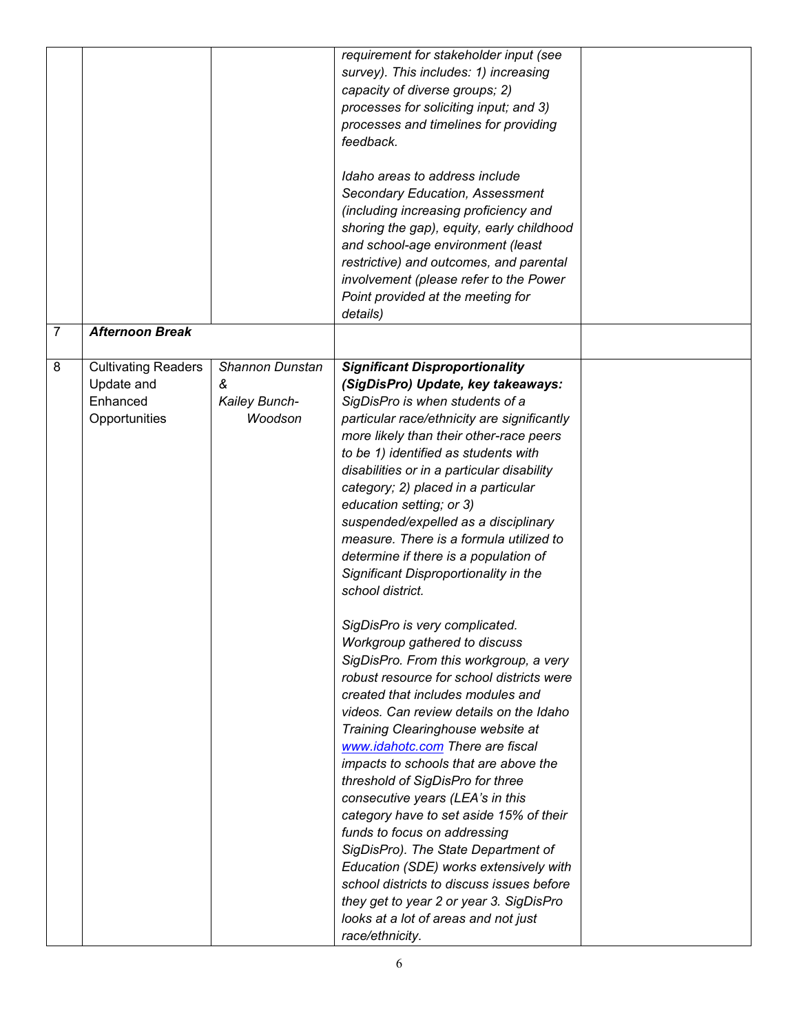| | | | | |
|---|---|---|---|---|
| | | | *requirement for stakeholder input (see survey). This includes: 1) increasing capacity of diverse groups; 2) processes for soliciting input; and 3) processes and timelines for providing feedback.*<br><br>*Idaho areas to address include Secondary Education, Assessment (including increasing proficiency and shoring the gap), equity, early childhood and school-age environment (least restrictive) and outcomes, and parental involvement (please refer to the Power Point provided at the meeting for details)* | |
| 7 | ***Afternoon Break*** | | | |
| 8 | Cultivating Readers Update and Enhanced Opportunities | *Shannon Dunstan & Kailey Bunch-Woodson* | ***Significant Disproportionality (SigDisPro) Update, key takeaways:*** *SigDisPro is when students of a particular race/ethnicity are significantly more likely than their other-race peers to be 1) identified as students with disabilities or in a particular disability category; 2) placed in a particular education setting; or 3) suspended/expelled as a disciplinary measure. There is a formula utilized to determine if there is a population of Significant Disproportionality in the school district.*<br><br>*SigDisPro is very complicated. Workgroup gathered to discuss SigDisPro. From this workgroup, a very robust resource for school districts were created that includes modules and videos. Can review details on the Idaho Training Clearinghouse website at [www.idahotc.com](http://www.idahotc.com) There are fiscal impacts to schools that are above the threshold of SigDisPro for three consecutive years (LEA's in this category have to set aside 15% of their funds to focus on addressing SigDisPro). The State Department of Education (SDE) works extensively with school districts to discuss issues before they get to year 2 or year 3. SigDisPro looks at a lot of areas and not just race/ethnicity.* | |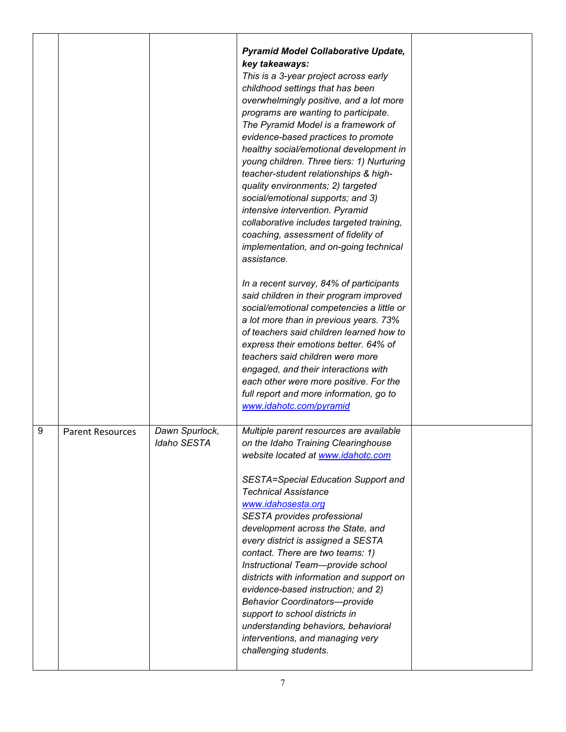| | | | | |
|---|---|---|---|---|
| | | | ***Pyramid Model Collaborative Update, key takeaways:*** *This is a 3-year project across early childhood settings that has been overwhelmingly positive, and a lot more programs are wanting to participate. The Pyramid Model is a framework of evidence-based practices to promote healthy social/emotional development in young children. Three tiers: 1) Nurturing teacher-student relationships & high-quality environments; 2) targeted social/emotional supports; and 3) intensive intervention. Pyramid collaborative includes targeted training, coaching, assessment of fidelity of implementation, and on-going technical assistance.*<br><br>*In a recent survey, 84% of participants said children in their program improved social/emotional competencies a little or a lot more than in previous years. 73% of teachers said children learned how to express their emotions better. 64% of teachers said children were more engaged, and their interactions with each other were more positive. For the full report and more information, go to [www.idahotc.com/pyramid](http://www.idahotc.com/pyramid)* | |
| 9 | Parent Resources | *Dawn Spurlock, Idaho SESTA* | *Multiple parent resources are available on the Idaho Training Clearinghouse website located at [www.idahotc.com](http://www.idahotc.com)*<br><br>*SESTA=Special Education Support and Technical Assistance [www.idahosesta.org](http://www.idahosesta.org) SESTA provides professional development across the State, and every district is assigned a SESTA contact. There are two teams: 1) Instructional Team—provide school districts with information and support on evidence-based instruction; and 2) Behavior Coordinators—provide support to school districts in understanding behaviors, behavioral interventions, and managing very challenging students.* | |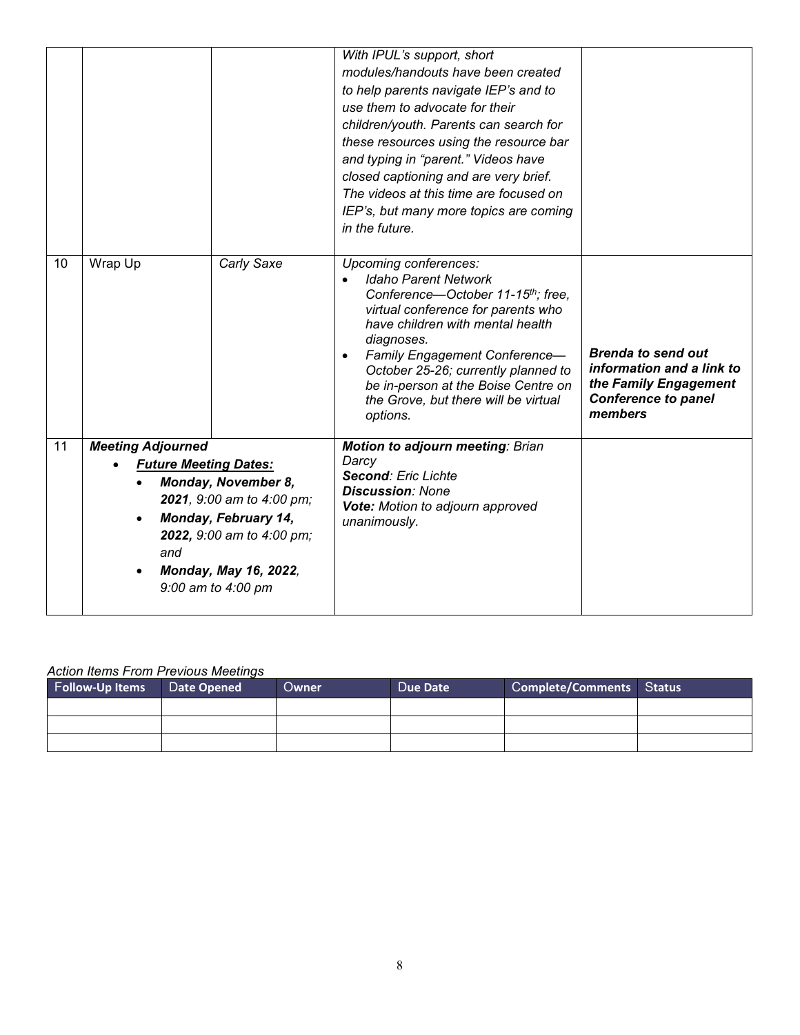| | | | | |
|---|---|---|---|---|
| | | | *With IPUL's support, short modules/handouts have been created to help parents navigate IEP's and to use them to advocate for their children/youth. Parents can search for these resources using the resource bar and typing in "parent." Videos have closed captioning and are very brief. The videos at this time are focused on IEP's, but many more topics are coming in the future.* | |
| 10 | Wrap Up | *Carly Saxe* | *Upcoming conferences:*<br>• *Idaho Parent Network Conference—October 11-15th; free, virtual conference for parents who have children with mental health diagnoses.*<br>• *Family Engagement Conference—October 25-26; currently planned to be in-person at the Boise Centre on the Grove, but there will be virtual options.* | ***Brenda to send out information and a link to the Family Engagement Conference to panel members*** |
| 11 | ***Meeting Adjourned***<br>• ***Future Meeting Dates:***<br>• ***Monday, November 8, 2021****, 9:00 am to 4:00 pm;*<br>• ***Monday, February 14, 2022,*** *9:00 am to 4:00 pm; and*<br>• ***Monday, May 16, 2022****, 9:00 am to 4:00 pm* | | ***Motion to adjourn meeting****: Brian Darcy*<br>***Second****: Eric Lichte*<br>***Discussion****: None*<br>***Vote:*** *Motion to adjourn approved unanimously.* | |

*Action Items From Previous Meetings*

| Follow-Up Items | Date Opened | Owner | Due Date | Complete/Comments | Status |
|---|---|---|---|---|---|
| | | | | | |
| | | | | | |
| | | | | | |